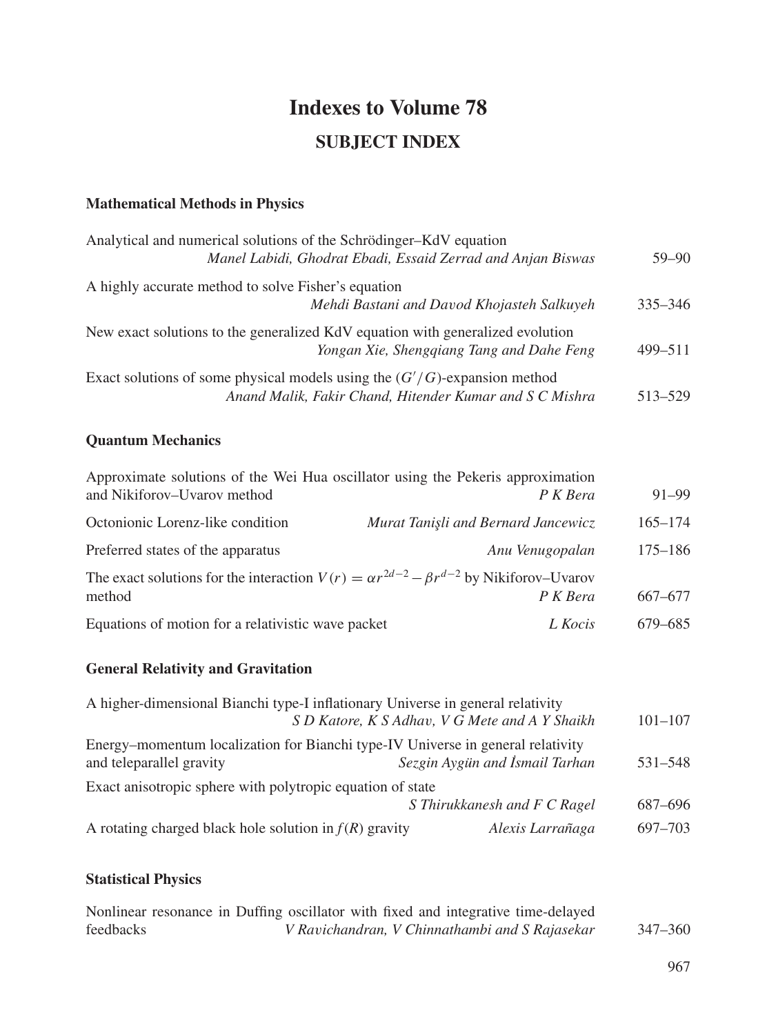# Indexes to Volume 78

## SUBJECT INDEX

### Mathematical Methods in Physics

Analytical and numerical solutions of the Schrödinger–KdV equation
*Manel Labidi, Ghodrat Ebadi, Essaid Zerrad and Anjan Biswas* 59–90

A highly accurate method to solve Fisher's equation
*Mehdi Bastani and Davod Khojasteh Salkuyeh* 335–346

New exact solutions to the generalized KdV equation with generalized evolution
*Yongan Xie, Shengqiang Tang and Dahe Feng* 499–511

Exact solutions of some physical models using the $(G'/G)$-expansion method
*Anand Malik, Fakir Chand, Hitender Kumar and S C Mishra* 513–529

### Quantum Mechanics

Approximate solutions of the Wei Hua oscillator using the Pekeris approximation and Nikiforov–Uvarov method
*P K Bera* 91–99

Octonionic Lorenz-like condition
*Murat Tanişli and Bernard Jancewicz* 165–174

Preferred states of the apparatus
*Anu Venugopalan* 175–186

The exact solutions for the interaction $V(r) = \alpha r^{2d-2} - \beta r^{d-2}$ by Nikiforov–Uvarov method
*P K Bera* 667–677

Equations of motion for a relativistic wave packet
*L Kocis* 679–685

### General Relativity and Gravitation

A higher-dimensional Bianchi type-I inflationary Universe in general relativity
*S D Katore, K S Adhav, V G Mete and A Y Shaikh* 101–107

Energy–momentum localization for Bianchi type-IV Universe in general relativity and teleparallel gravity
*Sezgin Aygün and İsmail Tarhan* 531–548

Exact anisotropic sphere with polytropic equation of state
*S Thirukkanesh and F C Ragel* 687–696

A rotating charged black hole solution in $f(R)$ gravity
*Alexis Larrañaga* 697–703

### Statistical Physics

Nonlinear resonance in Duffing oscillator with fixed and integrative time-delayed feedbacks
*V Ravichandran, V Chinnathambi and S Rajasekar* 347–360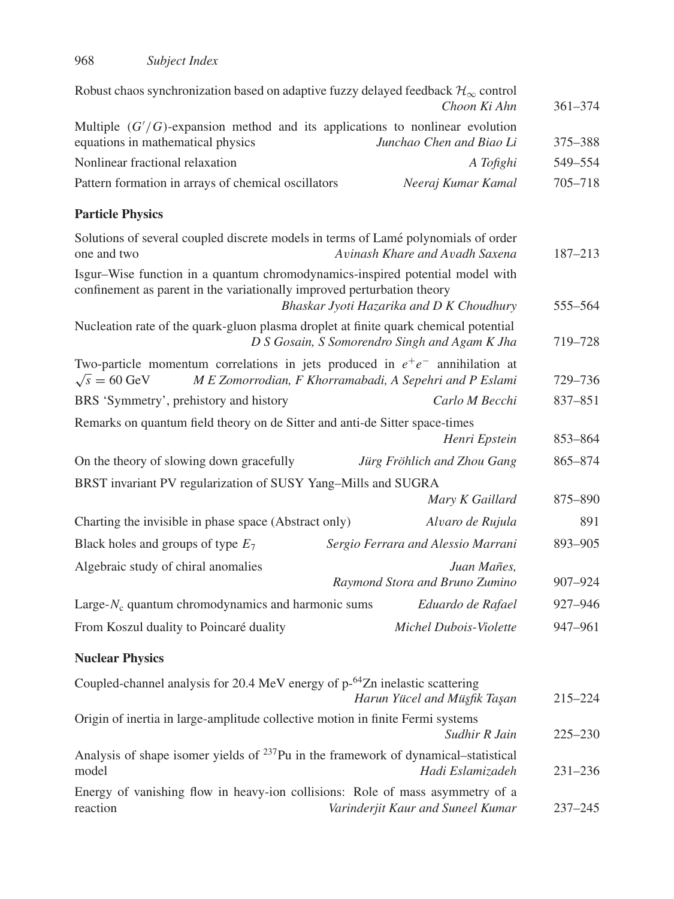Robust chaos synchronization based on adaptive fuzzy delayed feedback $\mathcal{H}_\infty$ control
*Choon Ki Ahn* 361–374

Multiple $(G'/G)$-expansion method and its applications to nonlinear evolution equations in mathematical physics *Junchao Chen and Biao Li* 375–388

Nonlinear fractional relaxation *A Tofighi* 549–554

Pattern formation in arrays of chemical oscillators *Neeraj Kumar Kamal* 705–718

**Particle Physics**

Solutions of several coupled discrete models in terms of Lamé polynomials of order one and two *Avinash Khare and Avadh Saxena* 187–213

Isgur–Wise function in a quantum chromodynamics-inspired potential model with confinement as parent in the variationally improved perturbation theory
*Bhaskar Jyoti Hazarika and D K Choudhury* 555–564

Nucleation rate of the quark-gluon plasma droplet at finite quark chemical potential
*D S Gosain, S Somorendro Singh and Agam K Jha* 719–728

Two-particle momentum correlations in jets produced in $e^+e^-$ annihilation at $\sqrt{s} = 60$ GeV *M E Zomorrodian, F Khorramabadi, A Sepehri and P Eslami* 729–736

BRS 'Symmetry', prehistory and history *Carlo M Becchi* 837–851

Remarks on quantum field theory on de Sitter and anti-de Sitter space-times
*Henri Epstein* 853–864

On the theory of slowing down gracefully *Jürg Fröhlich and Zhou Gang* 865–874

BRST invariant PV regularization of SUSY Yang–Mills and SUGRA
*Mary K Gaillard* 875–890

Charting the invisible in phase space (Abstract only) *Alvaro de Rujula* 891

Black holes and groups of type $E_7$ *Sergio Ferrara and Alessio Marrani* 893–905

Algebraic study of chiral anomalies *Juan Mañes, Raymond Stora and Bruno Zumino* 907–924

Large-$N_c$ quantum chromodynamics and harmonic sums *Eduardo de Rafael* 927–946

From Koszul duality to Poincaré duality *Michel Dubois-Violette* 947–961

**Nuclear Physics**

Coupled-channel analysis for 20.4 MeV energy of p-$^{64}$Zn inelastic scattering
*Harun Yücel and Müşfik Taşan* 215–224

Origin of inertia in large-amplitude collective motion in finite Fermi systems
*Sudhir R Jain* 225–230

Analysis of shape isomer yields of $^{237}$Pu in the framework of dynamical–statistical model *Hadi Eslamizadeh* 231–236

Energy of vanishing flow in heavy-ion collisions: Role of mass asymmetry of a reaction *Varinderjit Kaur and Suneel Kumar* 237–245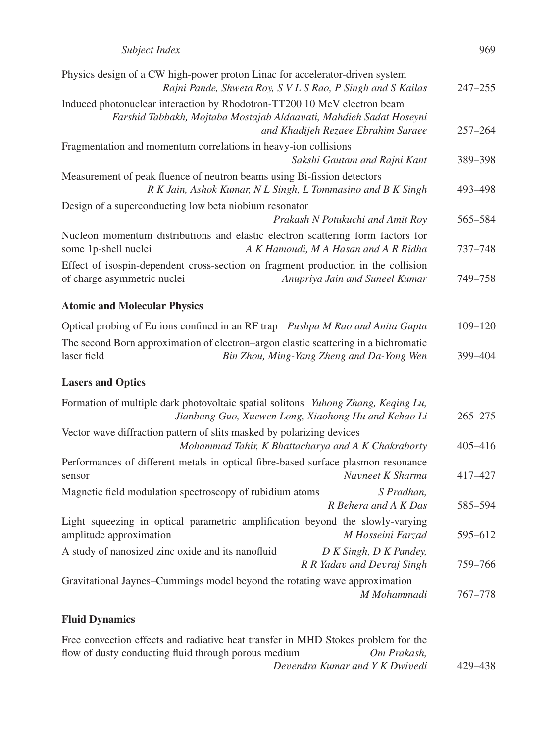Physics design of a CW high-power proton Linac for accelerator-driven system
*Rajni Pande, Shweta Roy, S V L S Rao, P Singh and S Kailas* 247–255

Induced photonuclear interaction by Rhodotron-TT200 10 MeV electron beam
*Farshid Tabbakh, Mojtaba Mostajab Aldaavati, Mahdieh Sadat Hoseyni and Khadijeh Rezaee Ebrahim Saraee* 257–264

Fragmentation and momentum correlations in heavy-ion collisions
*Sakshi Gautam and Rajni Kant* 389–398

Measurement of peak fluence of neutron beams using Bi-fission detectors
*R K Jain, Ashok Kumar, N L Singh, L Tommasino and B K Singh* 493–498

Design of a superconducting low beta niobium resonator
*Prakash N Potukuchi and Amit Roy* 565–584

Nucleon momentum distributions and elastic electron scattering form factors for some 1p-shell nuclei *A K Hamoudi, M A Hasan and A R Ridha* 737–748

Effect of isospin-dependent cross-section on fragment production in the collision of charge asymmetric nuclei *Anupriya Jain and Suneel Kumar* 749–758

**Atomic and Molecular Physics**

Optical probing of Eu ions confined in an RF trap *Pushpa M Rao and Anita Gupta* 109–120

The second Born approximation of electron–argon elastic scattering in a bichromatic laser field *Bin Zhou, Ming-Yang Zheng and Da-Yong Wen* 399–404

**Lasers and Optics**

Formation of multiple dark photovoltaic spatial solitons *Yuhong Zhang, Keqing Lu, Jianbang Guo, Xuewen Long, Xiaohong Hu and Kehao Li* 265–275

Vector wave diffraction pattern of slits masked by polarizing devices
*Mohammad Tahir, K Bhattacharya and A K Chakraborty* 405–416

Performances of different metals in optical fibre-based surface plasmon resonance sensor *Navneet K Sharma* 417–427

Magnetic field modulation spectroscopy of rubidium atoms *S Pradhan, R Behera and A K Das* 585–594

Light squeezing in optical parametric amplification beyond the slowly-varying amplitude approximation *M Hosseini Farzad* 595–612

A study of nanosized zinc oxide and its nanofluid *D K Singh, D K Pandey, R R Yadav and Devraj Singh* 759–766

Gravitational Jaynes–Cummings model beyond the rotating wave approximation
*M Mohammadi* 767–778

**Fluid Dynamics**

Free convection effects and radiative heat transfer in MHD Stokes problem for the flow of dusty conducting fluid through porous medium *Om Prakash, Devendra Kumar and Y K Dwivedi* 429–438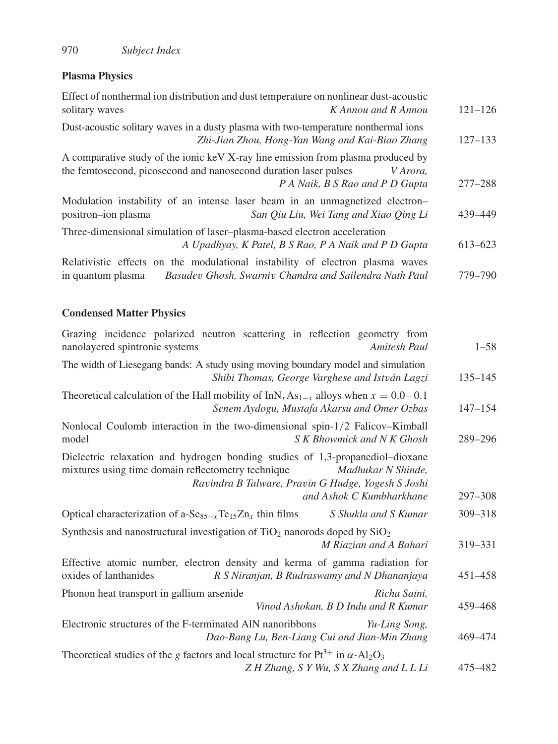## Plasma Physics

Effect of nonthermal ion distribution and dust temperature on nonlinear dust-acoustic solitary waves *K Annou and R Annou* 121–126

Dust-acoustic solitary waves in a dusty plasma with two-temperature nonthermal ions *Zhi-Jian Zhou, Hong-Yan Wang and Kai-Biao Zhang* 127–133

A comparative study of the ionic keV X-ray line emission from plasma produced by the femtosecond, picosecond and nanosecond duration laser pulses *V Arora, P A Naik, B S Rao and P D Gupta* 277–288

Modulation instability of an intense laser beam in an unmagnetized electron–positron–ion plasma *San Qiu Liu, Wei Tang and Xiao Qing Li* 439–449

Three-dimensional simulation of laser–plasma-based electron acceleration *A Upadhyay, K Patel, B S Rao, P A Naik and P D Gupta* 613–623

Relativistic effects on the modulational instability of electron plasma waves in quantum plasma *Basudev Ghosh, Swarniv Chandra and Sailendra Nath Paul* 779–790

## Condensed Matter Physics

Grazing incidence polarized neutron scattering in reflection geometry from nanolayered spintronic systems *Amitesh Paul* 1–58

The width of Liesegang bands: A study using moving boundary model and simulation *Shibi Thomas, George Varghese and István Lagzi* 135–145

Theoretical calculation of the Hall mobility of $InN_xAs_{1-x}$ alloys when $x = 0.0-0.1$ *Senem Aydogu, Mustafa Akarsu and Omer Ozbas* 147–154

Nonlocal Coulomb interaction in the two-dimensional spin-1/2 Falicov–Kimball model *S K Bhowmick and N K Ghosh* 289–296

Dielectric relaxation and hydrogen bonding studies of 1,3-propanediol–dioxane mixtures using time domain reflectometry technique *Madhukar N Shinde, Ravindra B Talware, Pravin G Hudge, Yogesh S Joshi and Ashok C Kumbharkhane* 297–308

Optical characterization of a-$Se_{85-x}Te_{15}Zn_x$ thin films *S Shukla and S Kumar* 309–318

Synthesis and nanostructural investigation of $TiO_2$ nanorods doped by $SiO_2$ *M Riazian and A Bahari* 319–331

Effective atomic number, electron density and kerma of gamma radiation for oxides of lanthanides *R S Niranjan, B Rudraswamy and N Dhananjaya* 451–458

Phonon heat transport in gallium arsenide *Richa Saini, Vinod Ashokan, B D Indu and R Kumar* 459–468

Electronic structures of the F-terminated AlN nanoribbons *Yu-Ling Song, Dao-Bang Lu, Ben-Liang Cui and Jian-Min Zhang* 469–474

Theoretical studies of the $g$ factors and local structure for $Pt^{3+}$ in $\alpha$-$Al_2O_3$ *Z H Zhang, S Y Wu, S X Zhang and L L Li* 475–482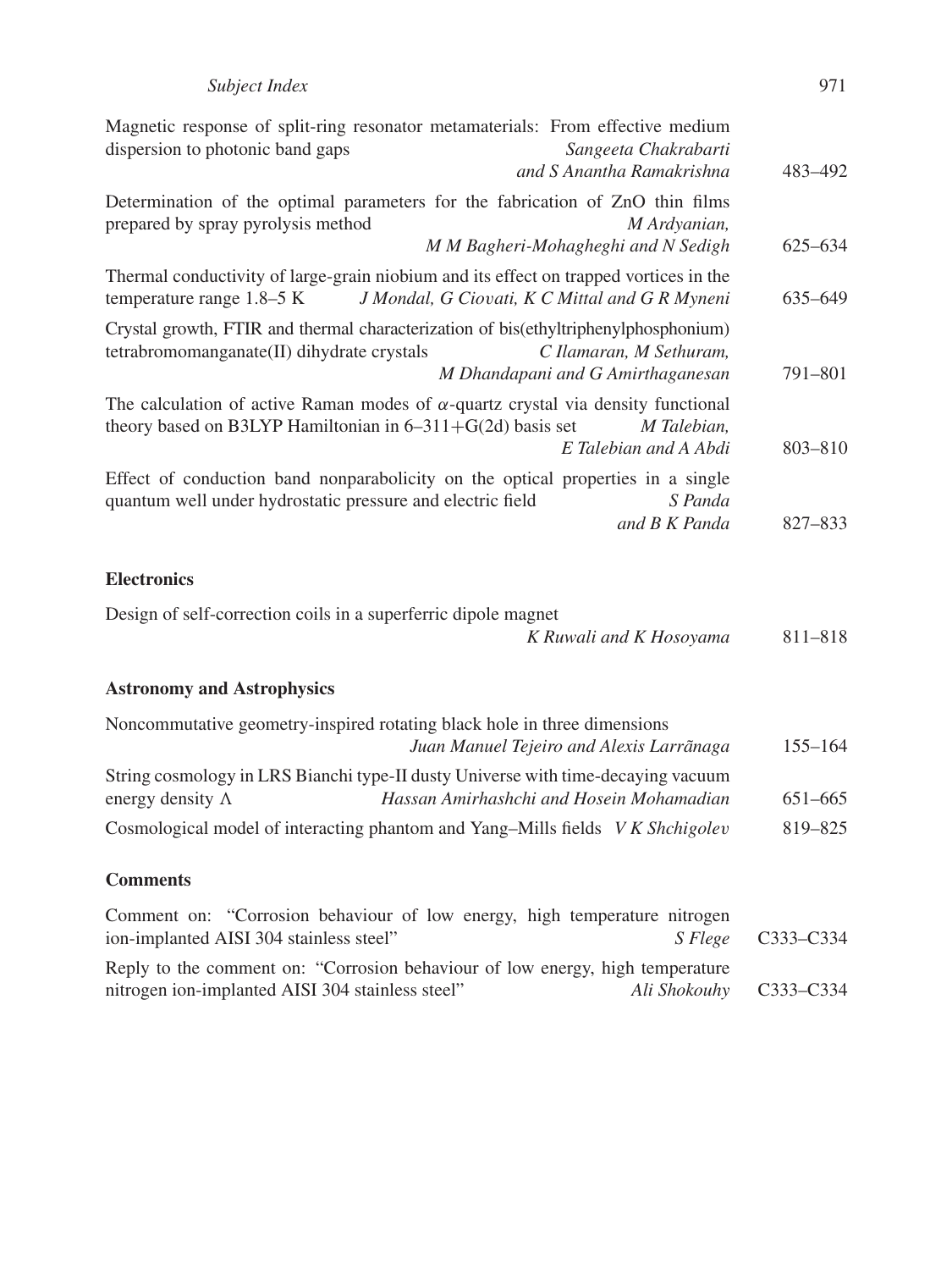Magnetic response of split-ring resonator metamaterials: From effective medium dispersion to photonic band gaps *Sangeeta Chakrabarti and S Anantha Ramakrishna* 483–492

Determination of the optimal parameters for the fabrication of ZnO thin films prepared by spray pyrolysis method *M Ardyanian, M M Bagheri-Mohagheghi and N Sedigh* 625–634

Thermal conductivity of large-grain niobium and its effect on trapped vortices in the temperature range 1.8–5 K *J Mondal, G Ciovati, K C Mittal and G R Myneni* 635–649

Crystal growth, FTIR and thermal characterization of bis(ethyltriphenylphosphonium) tetrabromomanganate(II) dihydrate crystals *C Ilamaran, M Sethuram, M Dhandapani and G Amirthaganesan* 791–801

The calculation of active Raman modes of $\alpha$-quartz crystal via density functional theory based on B3LYP Hamiltonian in 6–311+G(2d) basis set *M Talebian, E Talebian and A Abdi* 803–810

Effect of conduction band nonparabolicity on the optical properties in a single quantum well under hydrostatic pressure and electric field *S Panda and B K Panda* 827–833

### Electronics

Design of self-correction coils in a superferric dipole magnet *K Ruwali and K Hosoyama* 811–818

### Astronomy and Astrophysics

Noncommutative geometry-inspired rotating black hole in three dimensions *Juan Manuel Tejeiro and Alexis Larrãnaga* 155–164

String cosmology in LRS Bianchi type-II dusty Universe with time-decaying vacuum energy density $\Lambda$ *Hassan Amirhashchi and Hosein Mohamadian* 651–665

Cosmological model of interacting phantom and Yang–Mills fields *V K Shchigolev* 819–825

### Comments

Comment on: "Corrosion behaviour of low energy, high temperature nitrogen ion-implanted AISI 304 stainless steel" *S Flege* C333–C334

Reply to the comment on: "Corrosion behaviour of low energy, high temperature nitrogen ion-implanted AISI 304 stainless steel" *Ali Shokouhy* C333–C334